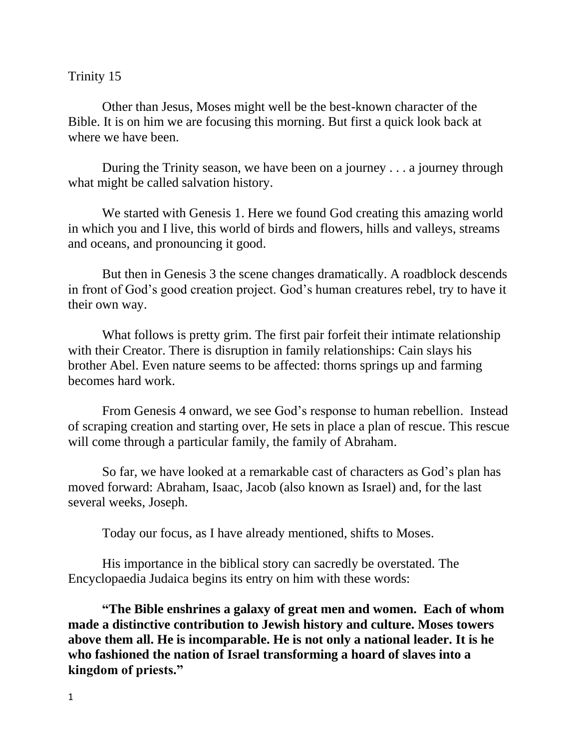Trinity 15

Other than Jesus, Moses might well be the best-known character of the Bible. It is on him we are focusing this morning. But first a quick look back at where we have been.

During the Trinity season, we have been on a journey . . . a journey through what might be called salvation history.

We started with Genesis 1. Here we found God creating this amazing world in which you and I live, this world of birds and flowers, hills and valleys, streams and oceans, and pronouncing it good.

But then in Genesis 3 the scene changes dramatically. A roadblock descends in front of God's good creation project. God's human creatures rebel, try to have it their own way.

What follows is pretty grim. The first pair forfeit their intimate relationship with their Creator. There is disruption in family relationships: Cain slays his brother Abel. Even nature seems to be affected: thorns springs up and farming becomes hard work.

From Genesis 4 onward, we see God's response to human rebellion. Instead of scraping creation and starting over, He sets in place a plan of rescue. This rescue will come through a particular family, the family of Abraham.

So far, we have looked at a remarkable cast of characters as God's plan has moved forward: Abraham, Isaac, Jacob (also known as Israel) and, for the last several weeks, Joseph.

Today our focus, as I have already mentioned, shifts to Moses.

His importance in the biblical story can sacredly be overstated. The Encyclopaedia Judaica begins its entry on him with these words:

**"The Bible enshrines a galaxy of great men and women. Each of whom made a distinctive contribution to Jewish history and culture. Moses towers above them all. He is incomparable. He is not only a national leader. It is he who fashioned the nation of Israel transforming a hoard of slaves into a kingdom of priests."**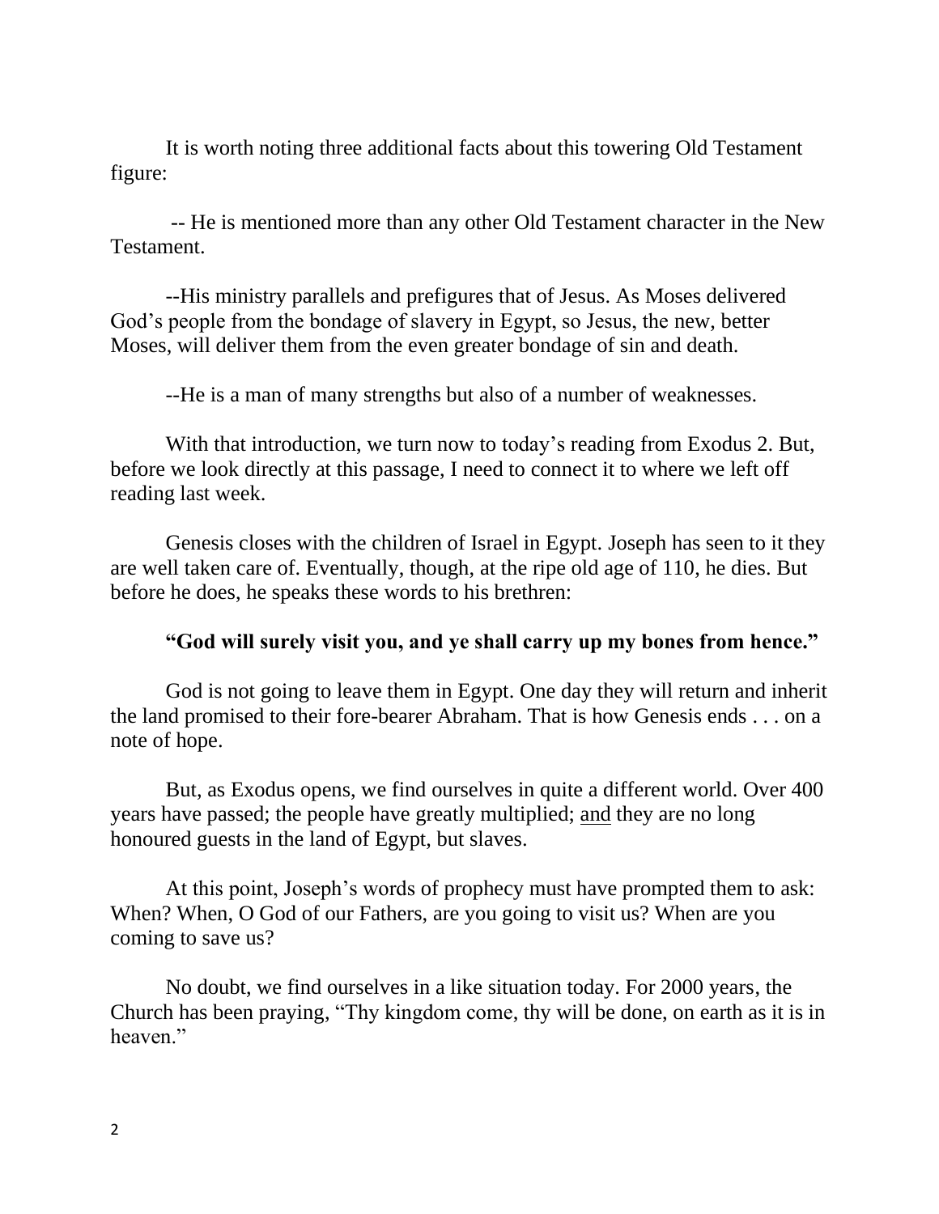It is worth noting three additional facts about this towering Old Testament figure:

-- He is mentioned more than any other Old Testament character in the New Testament.

--His ministry parallels and prefigures that of Jesus. As Moses delivered God's people from the bondage of slavery in Egypt, so Jesus, the new, better Moses, will deliver them from the even greater bondage of sin and death.

--He is a man of many strengths but also of a number of weaknesses.

With that introduction, we turn now to today's reading from Exodus 2. But, before we look directly at this passage, I need to connect it to where we left off reading last week.

Genesis closes with the children of Israel in Egypt. Joseph has seen to it they are well taken care of. Eventually, though, at the ripe old age of 110, he dies. But before he does, he speaks these words to his brethren:

**"God will surely visit you, and ye shall carry up my bones from hence."**

God is not going to leave them in Egypt. One day they will return and inherit the land promised to their fore-bearer Abraham. That is how Genesis ends . . . on a note of hope.

But, as Exodus opens, we find ourselves in quite a different world. Over 400 years have passed; the people have greatly multiplied; <u>and</u> they are no long honoured guests in the land of Egypt, but slaves.

At this point, Joseph's words of prophecy must have prompted them to ask: When? When, O God of our Fathers, are you going to visit us? When are you coming to save us?

No doubt, we find ourselves in a like situation today. For 2000 years, the Church has been praying, "Thy kingdom come, thy will be done, on earth as it is in heaven."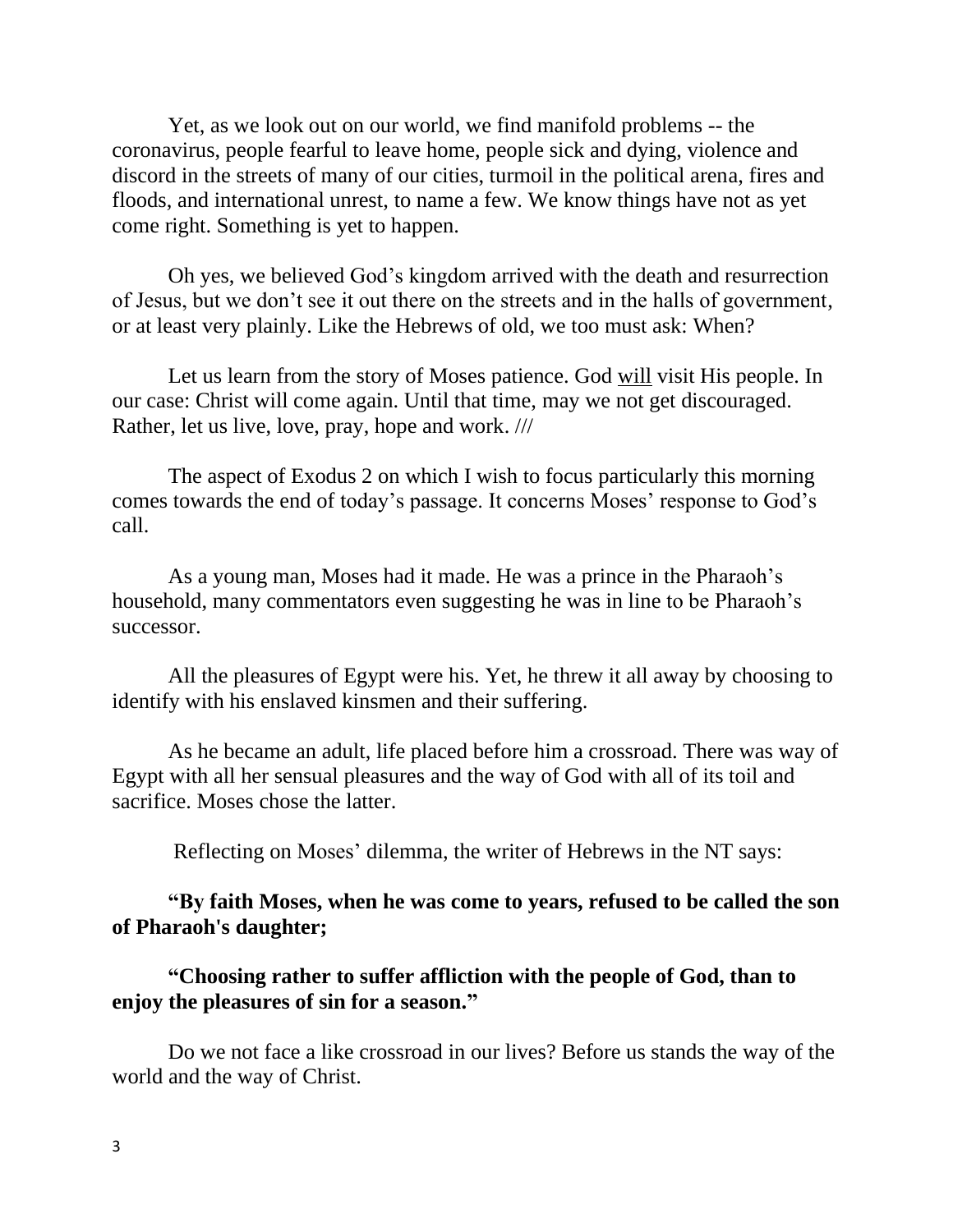Yet, as we look out on our world, we find manifold problems -- the coronavirus, people fearful to leave home, people sick and dying, violence and discord in the streets of many of our cities, turmoil in the political arena, fires and floods, and international unrest, to name a few. We know things have not as yet come right. Something is yet to happen.

Oh yes, we believed God's kingdom arrived with the death and resurrection of Jesus, but we don't see it out there on the streets and in the halls of government, or at least very plainly. Like the Hebrews of old, we too must ask: When?

Let us learn from the story of Moses patience. God <u>will</u> visit His people. In our case: Christ will come again. Until that time, may we not get discouraged. Rather, let us live, love, pray, hope and work. ///

The aspect of Exodus 2 on which I wish to focus particularly this morning comes towards the end of today's passage. It concerns Moses' response to God's call.

As a young man, Moses had it made. He was a prince in the Pharaoh's household, many commentators even suggesting he was in line to be Pharaoh's successor.

All the pleasures of Egypt were his. Yet, he threw it all away by choosing to identify with his enslaved kinsmen and their suffering.

As he became an adult, life placed before him a crossroad. There was way of Egypt with all her sensual pleasures and the way of God with all of its toil and sacrifice. Moses chose the latter.

Reflecting on Moses' dilemma, the writer of Hebrews in the NT says:

**"By faith Moses, when he was come to years, refused to be called the son of Pharaoh's daughter;**

**"Choosing rather to suffer affliction with the people of God, than to enjoy the pleasures of sin for a season."**

Do we not face a like crossroad in our lives? Before us stands the way of the world and the way of Christ.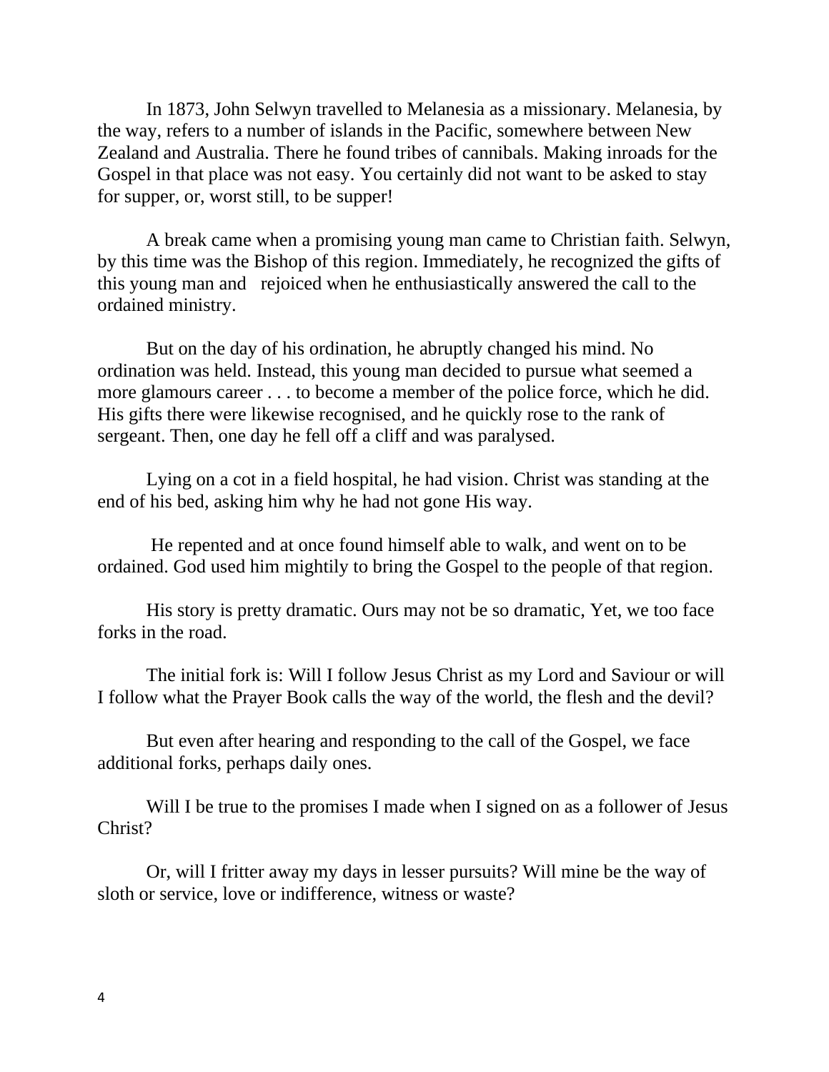In 1873, John Selwyn travelled to Melanesia as a missionary. Melanesia, by the way, refers to a number of islands in the Pacific, somewhere between New Zealand and Australia. There he found tribes of cannibals. Making inroads for the Gospel in that place was not easy. You certainly did not want to be asked to stay for supper, or, worst still, to be supper!

A break came when a promising young man came to Christian faith. Selwyn, by this time was the Bishop of this region. Immediately, he recognized the gifts of this young man and rejoiced when he enthusiastically answered the call to the ordained ministry.

But on the day of his ordination, he abruptly changed his mind. No ordination was held. Instead, this young man decided to pursue what seemed a more glamours career . . . to become a member of the police force, which he did. His gifts there were likewise recognised, and he quickly rose to the rank of sergeant. Then, one day he fell off a cliff and was paralysed.

Lying on a cot in a field hospital, he had vision. Christ was standing at the end of his bed, asking him why he had not gone His way.

He repented and at once found himself able to walk, and went on to be ordained. God used him mightily to bring the Gospel to the people of that region.

His story is pretty dramatic. Ours may not be so dramatic, Yet, we too face forks in the road.

The initial fork is: Will I follow Jesus Christ as my Lord and Saviour or will I follow what the Prayer Book calls the way of the world, the flesh and the devil?

But even after hearing and responding to the call of the Gospel, we face additional forks, perhaps daily ones.

Will I be true to the promises I made when I signed on as a follower of Jesus Christ?

Or, will I fritter away my days in lesser pursuits? Will mine be the way of sloth or service, love or indifference, witness or waste?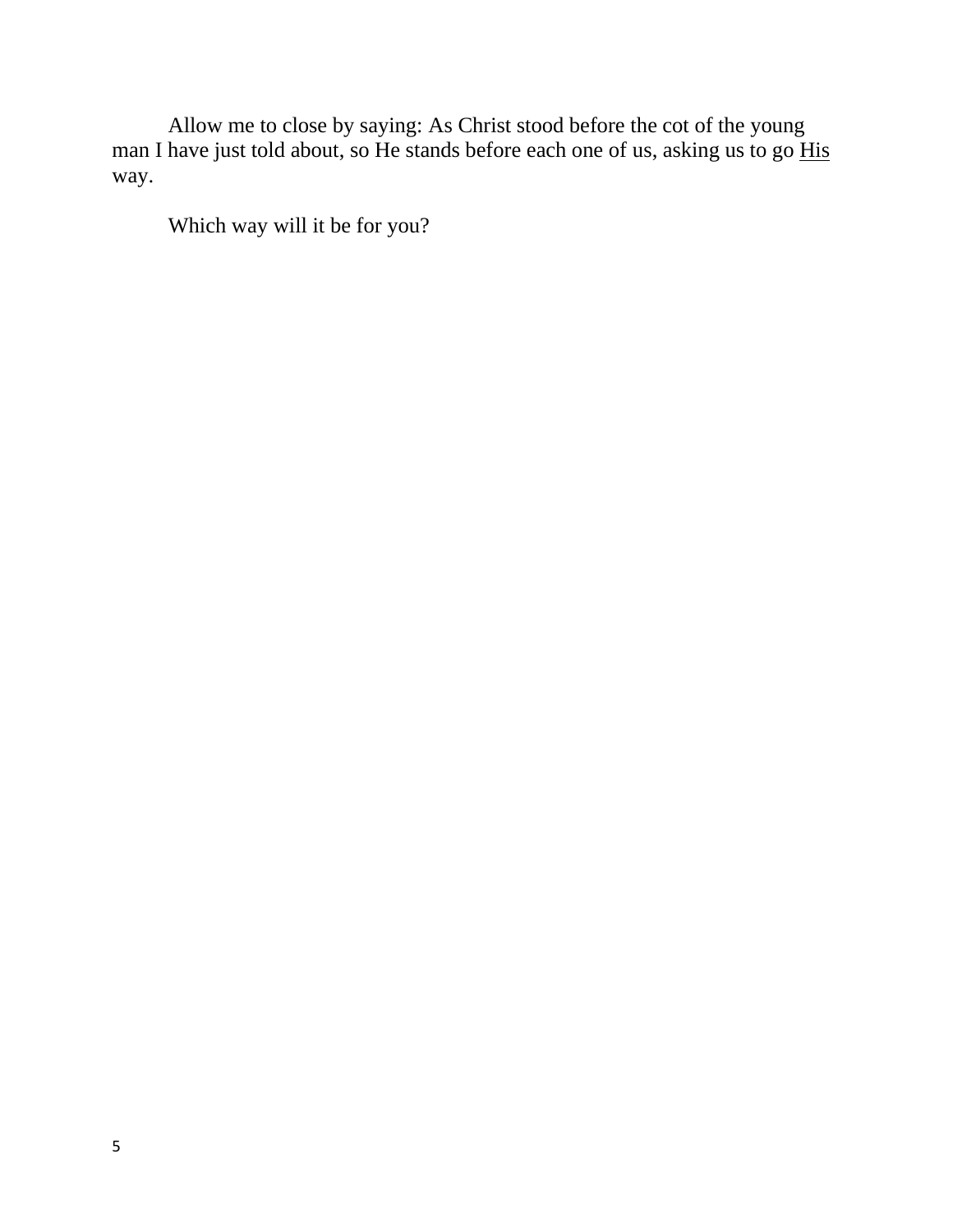Allow me to close by saying: As Christ stood before the cot of the young man I have just told about, so He stands before each one of us, asking us to go <u>His</u> way.

Which way will it be for you?